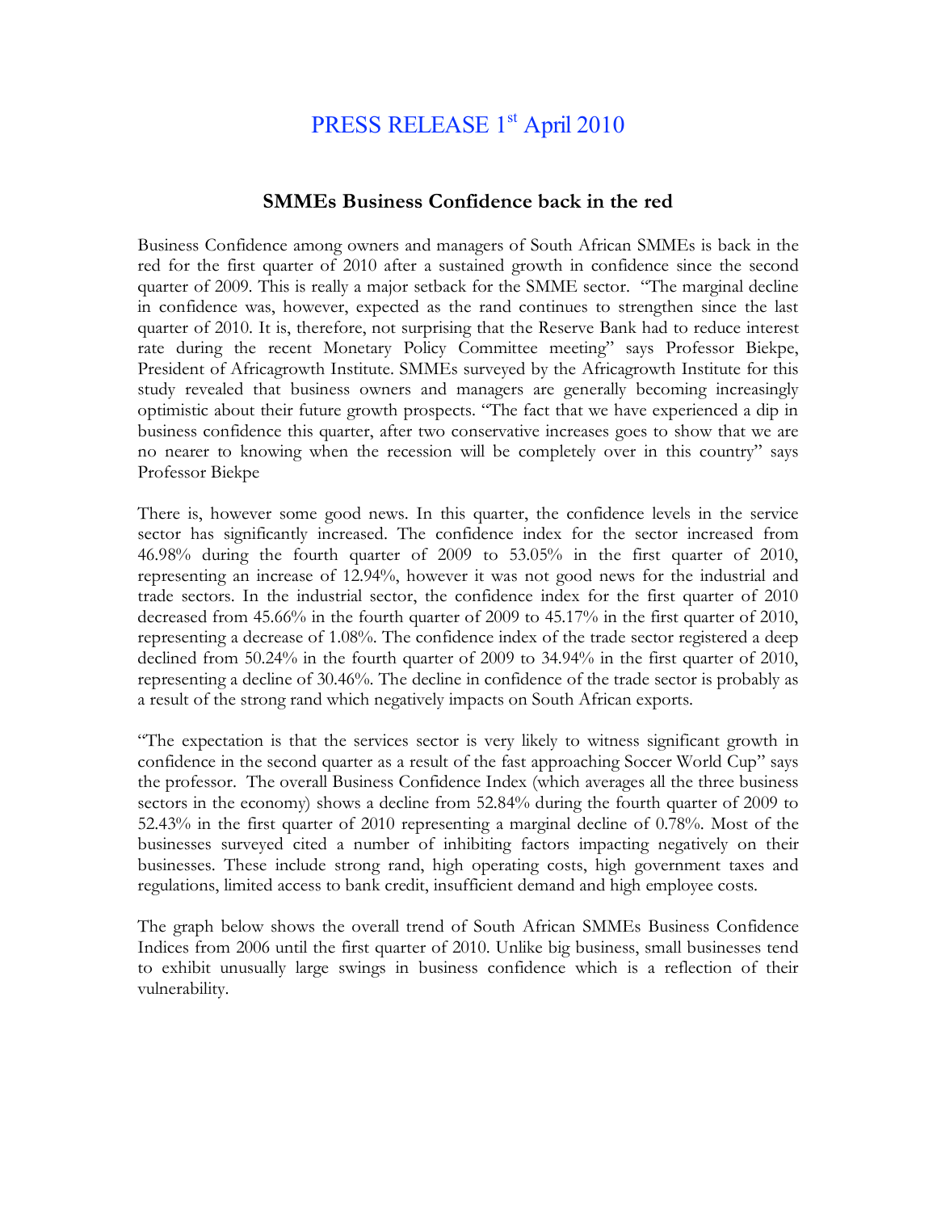# PRESS RELEASE 1st April 2010

## SMMEs Business Confidence back in the red

Business Confidence among owners and managers of South African SMMEs is back in the red for the first quarter of 2010 after a sustained growth in confidence since the second quarter of 2009. This is really a major setback for the SMME sector. "The marginal decline in confidence was, however, expected as the rand continues to strengthen since the last quarter of 2010. It is, therefore, not surprising that the Reserve Bank had to reduce interest rate during the recent Monetary Policy Committee meeting" says Professor Biekpe, President of Africagrowth Institute. SMMEs surveyed by the Africagrowth Institute for this study revealed that business owners and managers are generally becoming increasingly optimistic about their future growth prospects. "The fact that we have experienced a dip in business confidence this quarter, after two conservative increases goes to show that we are no nearer to knowing when the recession will be completely over in this country" says Professor Biekpe

There is, however some good news. In this quarter, the confidence levels in the service sector has significantly increased. The confidence index for the sector increased from 46.98% during the fourth quarter of 2009 to 53.05% in the first quarter of 2010, representing an increase of 12.94%, however it was not good news for the industrial and trade sectors. In the industrial sector, the confidence index for the first quarter of 2010 decreased from 45.66% in the fourth quarter of 2009 to 45.17% in the first quarter of 2010, representing a decrease of 1.08%. The confidence index of the trade sector registered a deep declined from 50.24% in the fourth quarter of 2009 to 34.94% in the first quarter of 2010, representing a decline of 30.46%. The decline in confidence of the trade sector is probably as a result of the strong rand which negatively impacts on South African exports.

"The expectation is that the services sector is very likely to witness significant growth in confidence in the second quarter as a result of the fast approaching Soccer World Cup" says the professor. The overall Business Confidence Index (which averages all the three business sectors in the economy) shows a decline from 52.84% during the fourth quarter of 2009 to 52.43% in the first quarter of 2010 representing a marginal decline of 0.78%. Most of the businesses surveyed cited a number of inhibiting factors impacting negatively on their businesses. These include strong rand, high operating costs, high government taxes and regulations, limited access to bank credit, insufficient demand and high employee costs.

The graph below shows the overall trend of South African SMMEs Business Confidence Indices from 2006 until the first quarter of 2010. Unlike big business, small businesses tend to exhibit unusually large swings in business confidence which is a reflection of their vulnerability.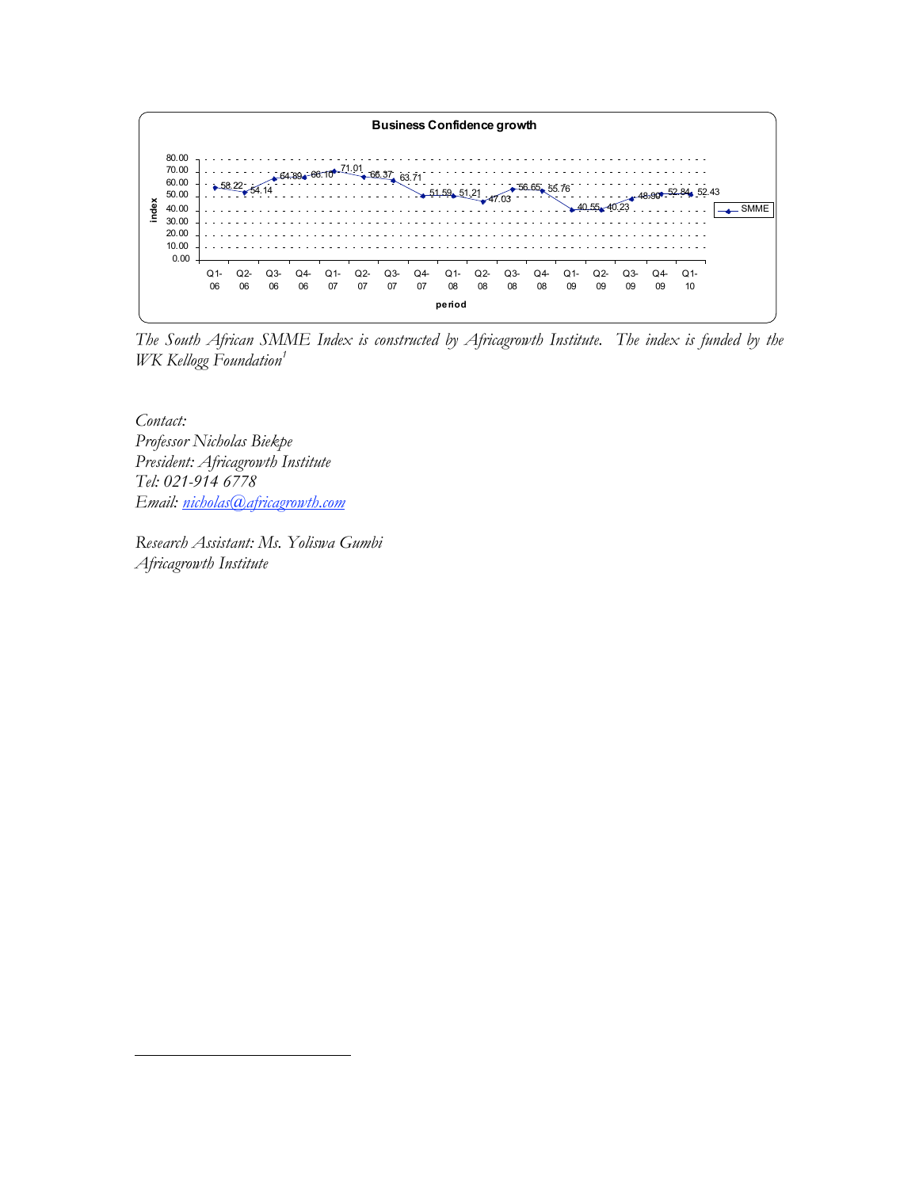Business Confidence growth

index

80.00
70.00
60.00
50.00
40.00
30.00
20.00
10.00
0.00

58.22 54.14 64.89 66.10 71.01 66.37 63.71 51.59 51.21 47.03 56.65 55.76 40.55 40.23 48.96 52.84 52.43

Q1-06 Q2-06 Q3-06 Q4-06 Q1-07 Q2-07 Q3-07 Q4-07 Q1-08 Q2-08 Q3-08 Q4-08 Q1-09 Q2-09 Q3-09 Q4-09 Q1-10

period

SMME

*The South African SMME Index is constructed by Africagrowth Institute. The index is funded by the WK Kellogg Foundation*[1]

*Contact:*
*Professor Nicholas Biekpe*
*President: Africagrowth Institute*
*Tel: 021-914 6778*
*Email: nicholas@africagrowth.com*

*Research Assistant: Ms. Yoliswa Gumbi*
*Africagrowth Institute*